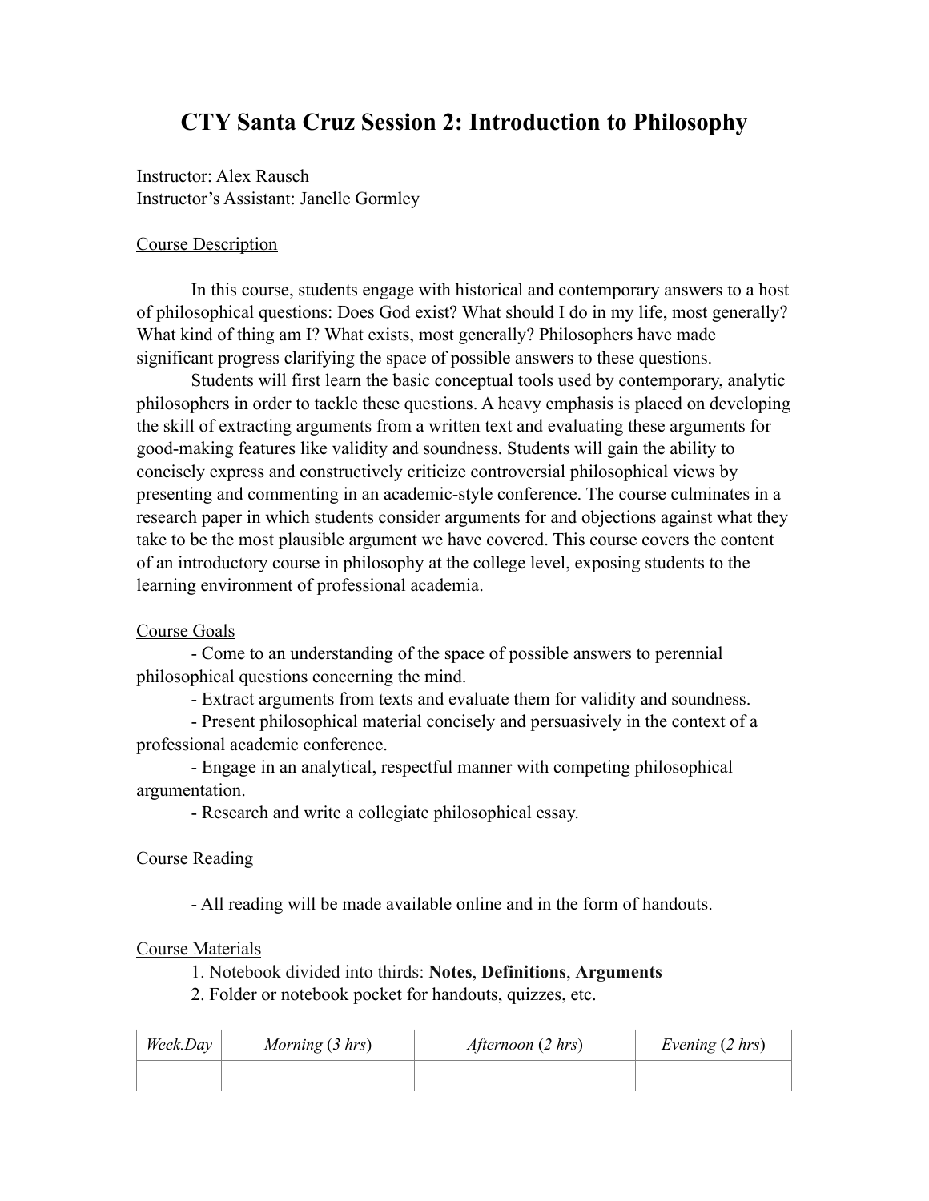# CTY Santa Cruz Session 2: Introduction to Philosophy

Instructor: Alex Rausch
Instructor's Assistant: Janelle Gormley

## Course Description

In this course, students engage with historical and contemporary answers to a host of philosophical questions: Does God exist? What should I do in my life, most generally? What kind of thing am I? What exists, most generally? Philosophers have made significant progress clarifying the space of possible answers to these questions.

Students will first learn the basic conceptual tools used by contemporary, analytic philosophers in order to tackle these questions. A heavy emphasis is placed on developing the skill of extracting arguments from a written text and evaluating these arguments for good-making features like validity and soundness. Students will gain the ability to concisely express and constructively criticize controversial philosophical views by presenting and commenting in an academic-style conference. The course culminates in a research paper in which students consider arguments for and objections against what they take to be the most plausible argument we have covered. This course covers the content of an introductory course in philosophy at the college level, exposing students to the learning environment of professional academia.

## Course Goals

- Come to an understanding of the space of possible answers to perennial philosophical questions concerning the mind.
- Extract arguments from texts and evaluate them for validity and soundness.
- Present philosophical material concisely and persuasively in the context of a professional academic conference.
- Engage in an analytical, respectful manner with competing philosophical argumentation.
- Research and write a collegiate philosophical essay.

## Course Reading

- All reading will be made available online and in the form of handouts.

## Course Materials

1. Notebook divided into thirds: **Notes**, **Definitions**, **Arguments**
2. Folder or notebook pocket for handouts, quizzes, etc.

| *Week.Day* | *Morning (3 hrs)* | *Afternoon (2 hrs)* | *Evening (2 hrs)* |
|---|---|---|---|
| | | | |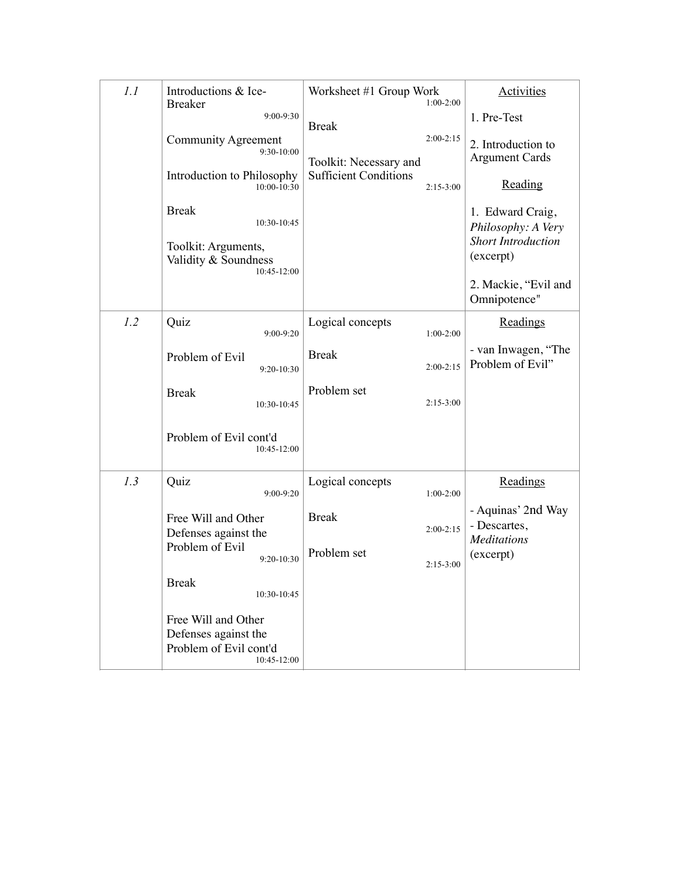| | | | |
|---|---|---|---|
| *1.1* | Introductions & Ice-Breaker 9:00-9:30<br><br>Community Agreement 9:30-10:00<br><br>Introduction to Philosophy 10:00-10:30<br><br>Break 10:30-10:45<br><br>Toolkit: Arguments, Validity & Soundness 10:45-12:00 | Worksheet #1 Group Work 1:00-2:00<br><br>Break 2:00-2:15<br><br>Toolkit: Necessary and Sufficient Conditions 2:15-3:00 | <u>Activities</u><br><br>1. Pre-Test<br><br>2. Introduction to Argument Cards<br><br><u>Reading</u><br><br>1. Edward Craig, *Philosophy: A Very Short Introduction* (excerpt)<br><br>2. Mackie, "Evil and Omnipotence" |
| *1.2* | Quiz 9:00-9:20<br><br>Problem of Evil 9:20-10:30<br><br>Break 10:30-10:45<br><br>Problem of Evil cont'd 10:45-12:00 | Logical concepts 1:00-2:00<br><br>Break 2:00-2:15<br><br>Problem set 2:15-3:00 | <u>Readings</u><br><br>- van Inwagen, "The Problem of Evil" |
| *1.3* | Quiz 9:00-9:20<br><br>Free Will and Other Defenses against the Problem of Evil 9:20-10:30<br><br>Break 10:30-10:45<br><br>Free Will and Other Defenses against the Problem of Evil cont'd 10:45-12:00 | Logical concepts 1:00-2:00<br><br>Break 2:00-2:15<br><br>Problem set 2:15-3:00 | <u>Readings</u><br><br>- Aquinas' 2nd Way<br>- Descartes, *Meditations* (excerpt) |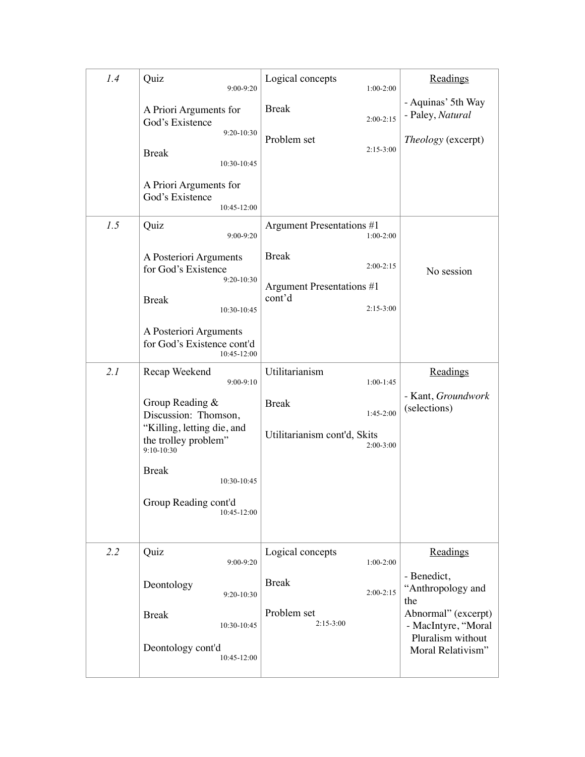| | | | |
|---|---|---|---|
| *1.4* | Quiz 9:00-9:20<br><br>A Priori Arguments for God's Existence 9:20-10:30<br><br>Break 10:30-10:45<br><br>A Priori Arguments for God's Existence 10:45-12:00 | Logical concepts 1:00-2:00<br><br>Break 2:00-2:15<br><br>Problem set 2:15-3:00 | <u>Readings</u><br><br>- Aquinas' 5th Way<br>- Paley, *Natural Theology* (excerpt) |
| *1.5* | Quiz 9:00-9:20<br><br>A Posteriori Arguments for God's Existence 9:20-10:30<br><br>Break 10:30-10:45<br><br>A Posteriori Arguments for God's Existence cont'd 10:45-12:00 | Argument Presentations #1 1:00-2:00<br><br>Break 2:00-2:15<br><br>Argument Presentations #1 cont'd 2:15-3:00 | No session |
| *2.1* | Recap Weekend 9:00-9:10<br><br>Group Reading & Discussion: Thomson, "Killing, letting die, and the trolley problem" 9:10-10:30<br><br>Break 10:30-10:45<br><br>Group Reading cont'd 10:45-12:00 | Utilitarianism 1:00-1:45<br><br>Break 1:45-2:00<br><br>Utilitarianism cont'd, Skits 2:00-3:00 | <u>Readings</u><br><br>- Kant, *Groundwork* (selections) |
| *2.2* | Quiz 9:00-9:20<br><br>Deontology 9:20-10:30<br><br>Break 10:30-10:45<br><br>Deontology cont'd 10:45-12:00 | Logical concepts 1:00-2:00<br><br>Break 2:00-2:15<br><br>Problem set 2:15-3:00 | <u>Readings</u><br><br>- Benedict, "Anthropology and the Abnormal" (excerpt)<br>- MacIntyre, "Moral Pluralism without Moral Relativism" |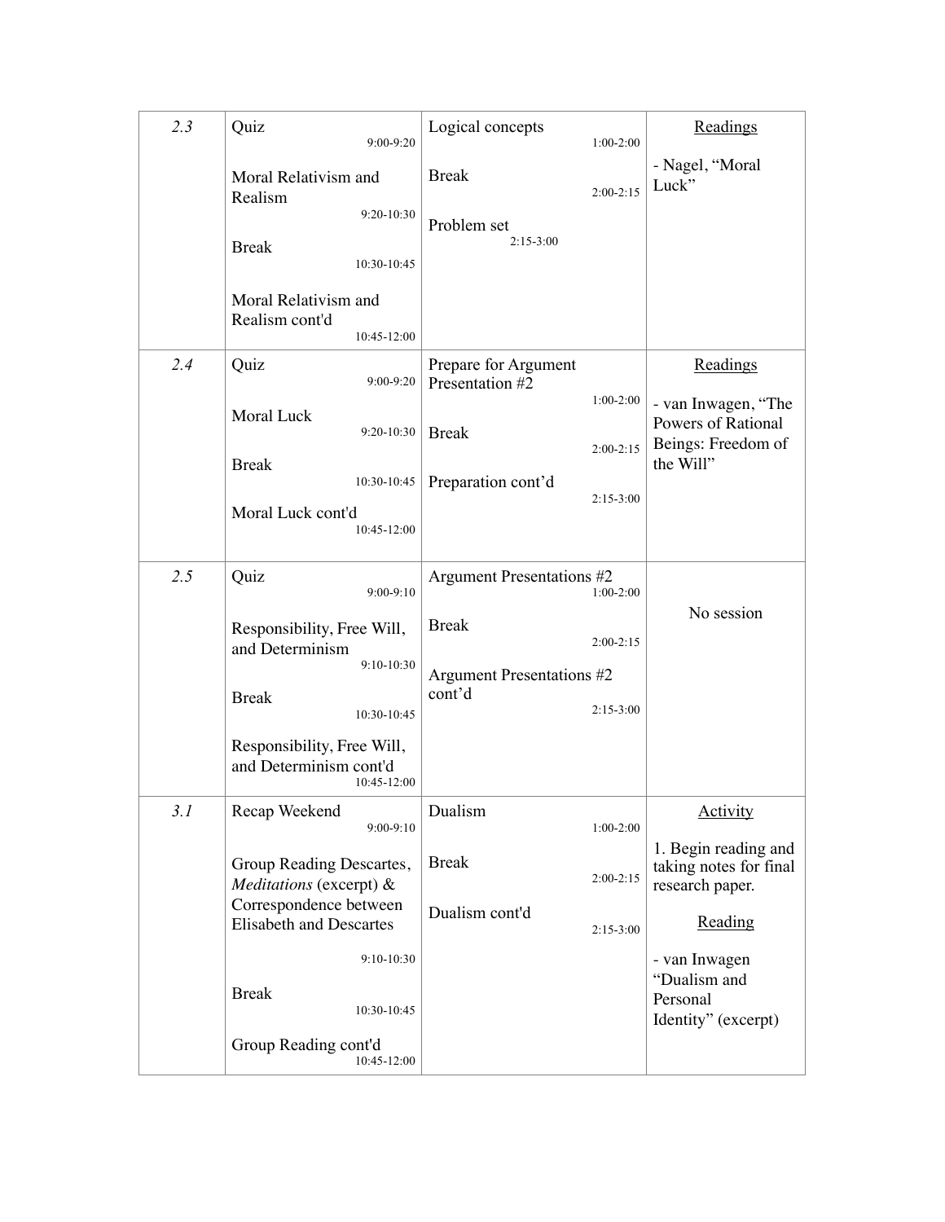| | | | |
|---|---|---|---|
| *2.3* | Quiz 9:00-9:20<br><br>Moral Relativism and Realism 9:20-10:30<br><br>Break 10:30-10:45<br><br>Moral Relativism and Realism cont'd 10:45-12:00 | Logical concepts 1:00-2:00<br><br>Break 2:00-2:15<br><br>Problem set 2:15-3:00 | <u>Readings</u><br><br>- Nagel, “Moral Luck” |
| *2.4* | Quiz 9:00-9:20<br><br>Moral Luck 9:20-10:30<br><br>Break 10:30-10:45<br><br>Moral Luck cont'd 10:45-12:00 | Prepare for Argument Presentation #2 1:00-2:00<br><br>Break 2:00-2:15<br><br>Preparation cont’d 2:15-3:00 | <u>Readings</u><br><br>- van Inwagen, “The Powers of Rational Beings: Freedom of the Will” |
| *2.5* | Quiz 9:00-9:10<br><br>Responsibility, Free Will, and Determinism 9:10-10:30<br><br>Break 10:30-10:45<br><br>Responsibility, Free Will, and Determinism cont'd 10:45-12:00 | Argument Presentations #2 1:00-2:00<br><br>Break 2:00-2:15<br><br>Argument Presentations #2 cont’d 2:15-3:00 | No session |
| *3.1* | Recap Weekend 9:00-9:10<br><br>Group Reading Descartes, *Meditations* (excerpt) & Correspondence between Elisabeth and Descartes 9:10-10:30<br><br>Break 10:30-10:45<br><br>Group Reading cont'd 10:45-12:00 | Dualism 1:00-2:00<br><br>Break 2:00-2:15<br><br>Dualism cont'd 2:15-3:00 | <u>Activity</u><br><br>1. Begin reading and taking notes for final research paper.<br><br><u>Reading</u><br><br>- van Inwagen “Dualism and Personal Identity” (excerpt) |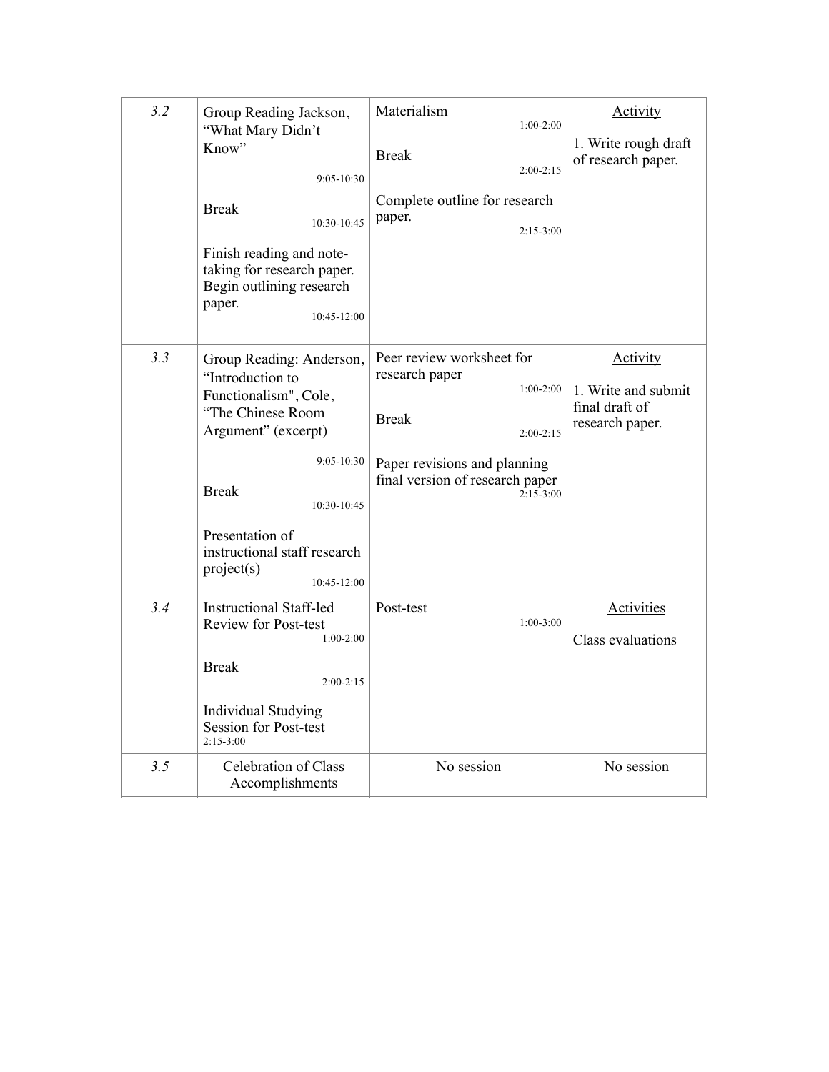| | | | |
|---|---|---|---|
| *3.2* | Group Reading Jackson, "What Mary Didn't Know" 9:05-10:30<br><br>Break 10:30-10:45<br><br>Finish reading and note-taking for research paper. Begin outlining research paper. 10:45-12:00 | Materialism 1:00-2:00<br><br>Break 2:00-2:15<br><br>Complete outline for research paper. 2:15-3:00 | <u>Activity</u><br><br>1. Write rough draft of research paper. |
| *3.3* | Group Reading: Anderson, "Introduction to Functionalism", Cole, "The Chinese Room Argument" (excerpt) 9:05-10:30<br><br>Break 10:30-10:45<br><br>Presentation of instructional staff research project(s) 10:45-12:00 | Peer review worksheet for research paper 1:00-2:00<br><br>Break 2:00-2:15<br><br>Paper revisions and planning final version of research paper 2:15-3:00 | <u>Activity</u><br><br>1. Write and submit final draft of research paper. |
| *3.4* | Instructional Staff-led Review for Post-test 1:00-2:00<br><br>Break 2:00-2:15<br><br>Individual Studying Session for Post-test 2:15-3:00 | Post-test 1:00-3:00 | <u>Activities</u><br><br>Class evaluations |
| *3.5* | Celebration of Class Accomplishments | No session | No session |